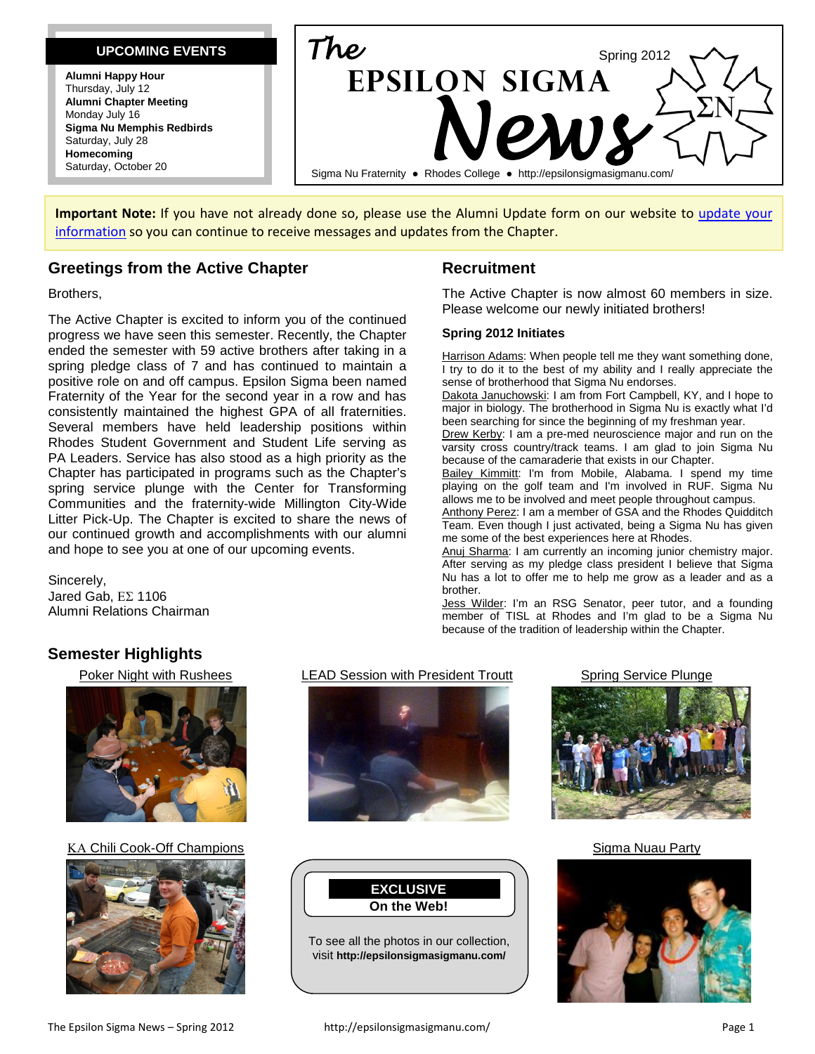# The Epsilon Sigma News

Spring 2012

Sigma Nu Fraternity ● Rhodes College ● http://epsilonsigmasigmanu.com/

## UPCOMING EVENTS

**Alumni Happy Hour**
Thursday, July 12

**Alumni Chapter Meeting**
Monday July 16

**Sigma Nu Memphis Redbirds**
Saturday, July 28

**Homecoming**
Saturday, October 20

**Important Note:** If you have not already done so, please use the Alumni Update form on our website to update your information so you can continue to receive messages and updates from the Chapter.

## Greetings from the Active Chapter

Brothers,

The Active Chapter is excited to inform you of the continued progress we have seen this semester. Recently, the Chapter ended the semester with 59 active brothers after taking in a spring pledge class of 7 and has continued to maintain a positive role on and off campus. Epsilon Sigma been named Fraternity of the Year for the second year in a row and has consistently maintained the highest GPA of all fraternities. Several members have held leadership positions within Rhodes Student Government and Student Life serving as PA Leaders. Service has also stood as a high priority as the Chapter has participated in programs such as the Chapter's spring service plunge with the Center for Transforming Communities and the fraternity-wide Millington City-Wide Litter Pick-Up. The Chapter is excited to share the news of our continued growth and accomplishments with our alumni and hope to see you at one of our upcoming events.

Sincerely,
Jared Gab, ΕΣ 1106
Alumni Relations Chairman

## Recruitment

The Active Chapter is now almost 60 members in size. Please welcome our newly initiated brothers!

### Spring 2012 Initiates

Harrison Adams: When people tell me they want something done, I try to do it to the best of my ability and I really appreciate the sense of brotherhood that Sigma Nu endorses.

Dakota Januchowski: I am from Fort Campbell, KY, and I hope to major in biology. The brotherhood in Sigma Nu is exactly what I'd been searching for since the beginning of my freshman year.

Drew Kerby: I am a pre-med neuroscience major and run on the varsity cross country/track teams. I am glad to join Sigma Nu because of the camaraderie that exists in our Chapter.

Bailey Kimmitt: I'm from Mobile, Alabama. I spend my time playing on the golf team and I'm involved in RUF. Sigma Nu allows me to be involved and meet people throughout campus.

Anthony Perez: I am a member of GSA and the Rhodes Quidditch Team. Even though I just activated, being a Sigma Nu has given me some of the best experiences here at Rhodes.

Anuj Sharma: I am currently an incoming junior chemistry major. After serving as my pledge class president I believe that Sigma Nu has a lot to offer me to help me grow as a leader and as a brother.

Jess Wilder: I'm an RSG Senator, peer tutor, and a founding member of TISL at Rhodes and I'm glad to be a Sigma Nu because of the tradition of leadership within the Chapter.

## Semester Highlights

Poker Night with Rushees

LEAD Session with President Troutt

Spring Service Plunge

ΚΑ Chili Cook-Off Champions

**EXCLUSIVE**
**On the Web!**

To see all the photos in our collection, visit **http://epsilonsigmasigmanu.com/**

Sigma Nuau Party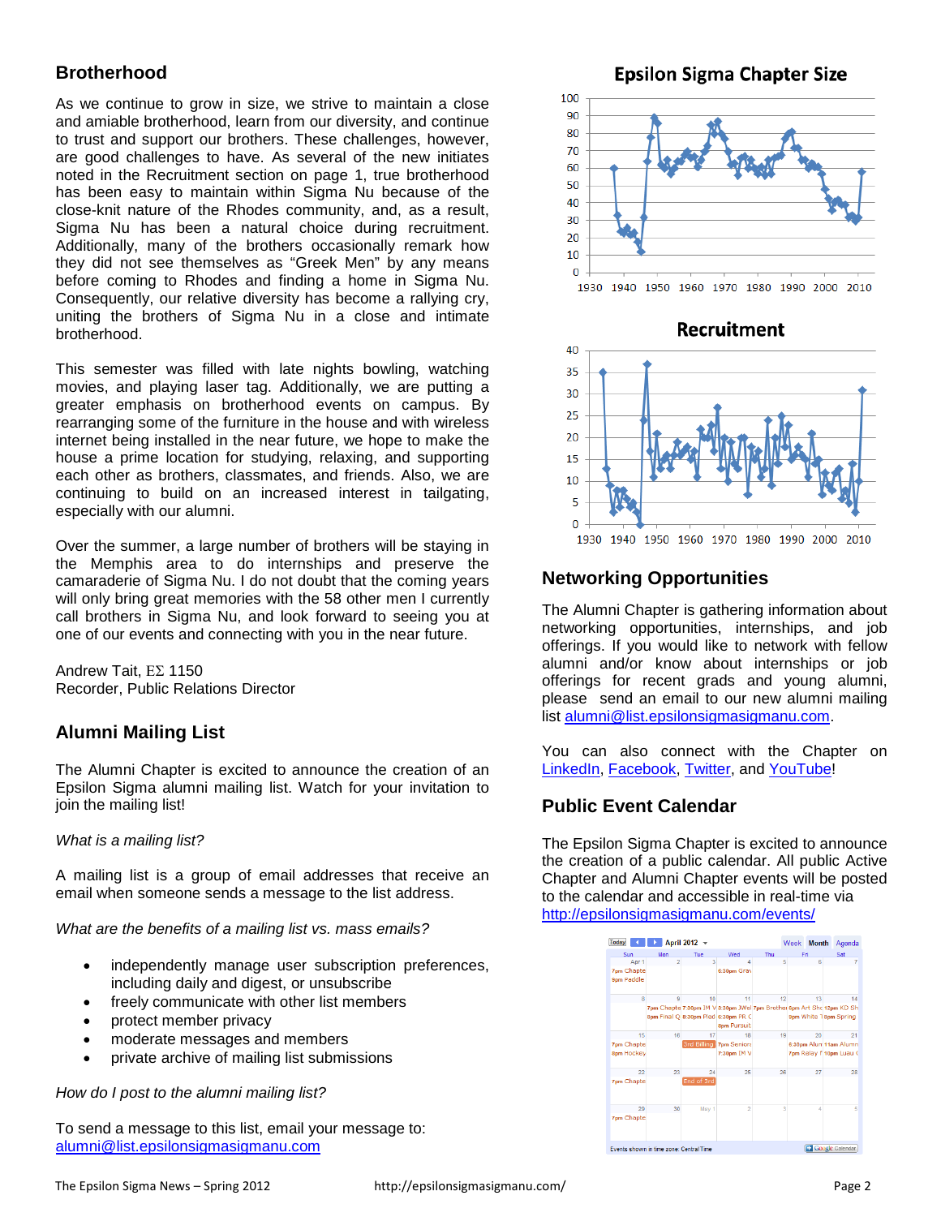## Brotherhood

As we continue to grow in size, we strive to maintain a close and amiable brotherhood, learn from our diversity, and continue to trust and support our brothers. These challenges, however, are good challenges to have. As several of the new initiates noted in the Recruitment section on page 1, true brotherhood has been easy to maintain within Sigma Nu because of the close-knit nature of the Rhodes community, and, as a result, Sigma Nu has been a natural choice during recruitment. Additionally, many of the brothers occasionally remark how they did not see themselves as "Greek Men" by any means before coming to Rhodes and finding a home in Sigma Nu. Consequently, our relative diversity has become a rallying cry, uniting the brothers of Sigma Nu in a close and intimate brotherhood.

This semester was filled with late nights bowling, watching movies, and playing laser tag. Additionally, we are putting a greater emphasis on brotherhood events on campus. By rearranging some of the furniture in the house and with wireless internet being installed in the near future, we hope to make the house a prime location for studying, relaxing, and supporting each other as brothers, classmates, and friends. Also, we are continuing to build on an increased interest in tailgating, especially with our alumni.

Over the summer, a large number of brothers will be staying in the Memphis area to do internships and preserve the camaraderie of Sigma Nu. I do not doubt that the coming years will only bring great memories with the 58 other men I currently call brothers in Sigma Nu, and look forward to seeing you at one of our events and connecting with you in the near future.

Andrew Tait, ΕΣ 1150
Recorder, Public Relations Director

## Alumni Mailing List

The Alumni Chapter is excited to announce the creation of an Epsilon Sigma alumni mailing list. Watch for your invitation to join the mailing list!

*What is a mailing list?*

A mailing list is a group of email addresses that receive an email when someone sends a message to the list address.

*What are the benefits of a mailing list vs. mass emails?*

- independently manage user subscription preferences, including daily and digest, or unsubscribe
- freely communicate with other list members
- protect member privacy
- moderate messages and members
- private archive of mailing list submissions

*How do I post to the alumni mailing list?*

To send a message to this list, email your message to:
alumni@list.epsilonsigmasigmanu.com

**Epsilon Sigma Chapter Size**

**Recruitment**

## Networking Opportunities

The Alumni Chapter is gathering information about networking opportunities, internships, and job offerings. If you would like to network with fellow alumni and/or know about internships or job offerings for recent grads and young alumni, please send an email to our new alumni mailing list alumni@list.epsilonsigmasigmanu.com.

You can also connect with the Chapter on LinkedIn, Facebook, Twitter, and YouTube!

## Public Event Calendar

The Epsilon Sigma Chapter is excited to announce the creation of a public calendar. All public Active Chapter and Alumni Chapter events will be posted to the calendar and accessible in real-time via http://epsilonsigmasigmanu.com/events/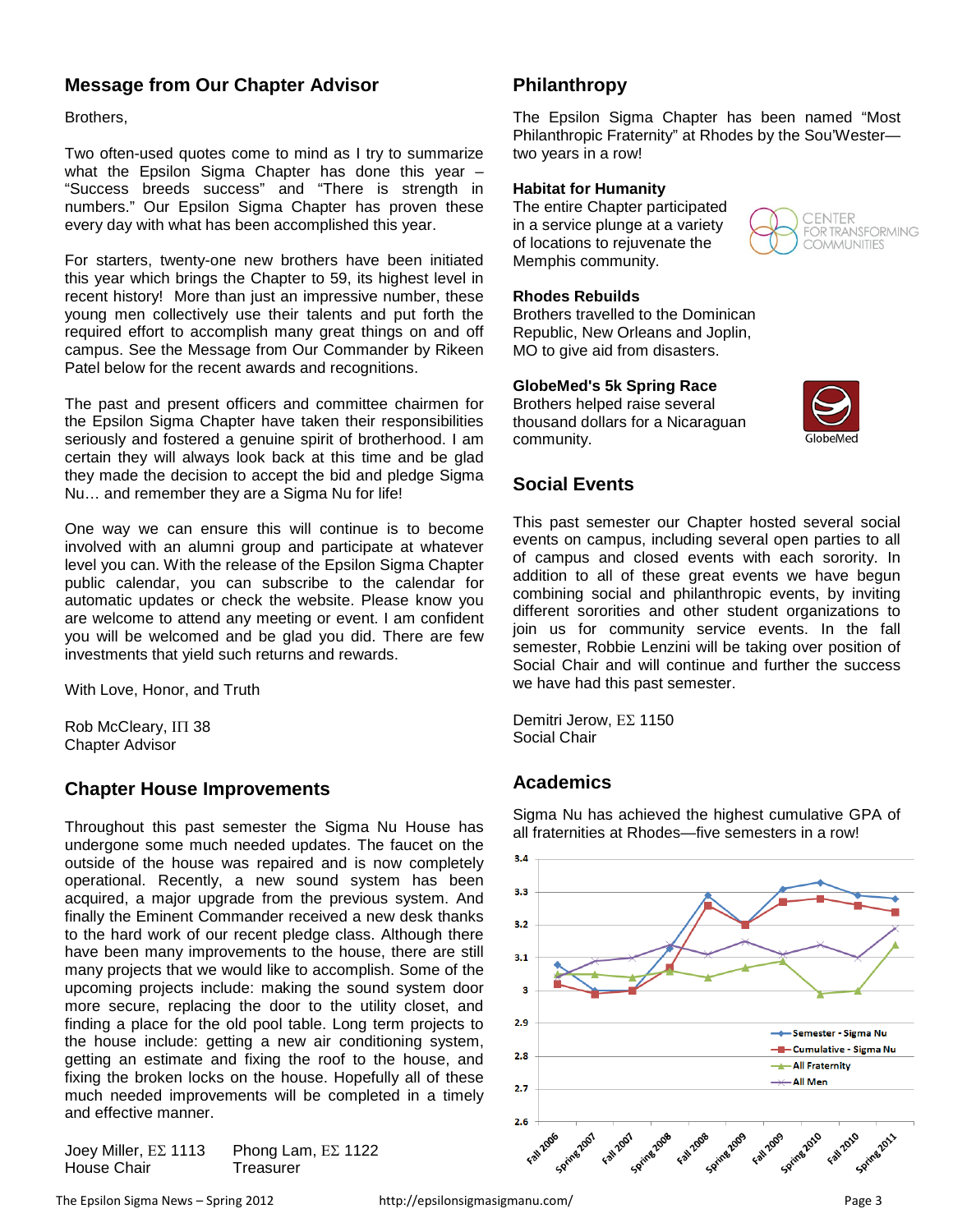## Message from Our Chapter Advisor

Brothers,

Two often-used quotes come to mind as I try to summarize what the Epsilon Sigma Chapter has done this year – "Success breeds success" and "There is strength in numbers." Our Epsilon Sigma Chapter has proven these every day with what has been accomplished this year.

For starters, twenty-one new brothers have been initiated this year which brings the Chapter to 59, its highest level in recent history! More than just an impressive number, these young men collectively use their talents and put forth the required effort to accomplish many great things on and off campus. See the Message from Our Commander by Rikeen Patel below for the recent awards and recognitions.

The past and present officers and committee chairmen for the Epsilon Sigma Chapter have taken their responsibilities seriously and fostered a genuine spirit of brotherhood. I am certain they will always look back at this time and be glad they made the decision to accept the bid and pledge Sigma Nu… and remember they are a Sigma Nu for life!

One way we can ensure this will continue is to become involved with an alumni group and participate at whatever level you can. With the release of the Epsilon Sigma Chapter public calendar, you can subscribe to the calendar for automatic updates or check the website. Please know you are welcome to attend any meeting or event. I am confident you will be welcomed and be glad you did. There are few investments that yield such returns and rewards.

With Love, Honor, and Truth

Rob McCleary, ΙΠ 38
Chapter Advisor

## Chapter House Improvements

Throughout this past semester the Sigma Nu House has undergone some much needed updates. The faucet on the outside of the house was repaired and is now completely operational. Recently, a new sound system has been acquired, a major upgrade from the previous system. And finally the Eminent Commander received a new desk thanks to the hard work of our recent pledge class. Although there have been many improvements to the house, there are still many projects that we would like to accomplish. Some of the upcoming projects include: making the sound system door more secure, replacing the door to the utility closet, and finding a place for the old pool table. Long term projects to the house include: getting a new air conditioning system, getting an estimate and fixing the roof to the house, and fixing the broken locks on the house. Hopefully all of these much needed improvements will be completed in a timely and effective manner.

Joey Miller, ΕΣ 1113
House Chair

Phong Lam, ΕΣ 1122
Treasurer

## Philanthropy

The Epsilon Sigma Chapter has been named "Most Philanthropic Fraternity" at Rhodes by the Sou'Wester—two years in a row!

### Habitat for Humanity

The entire Chapter participated in a service plunge at a variety of locations to rejuvenate the Memphis community.

CENTER FOR TRANSFORMING COMMUNITIES

### Rhodes Rebuilds

Brothers travelled to the Dominican Republic, New Orleans and Joplin, MO to give aid from disasters.

### GlobeMed's 5k Spring Race

Brothers helped raise several thousand dollars for a Nicaraguan community.

GlobeMed

## Social Events

This past semester our Chapter hosted several social events on campus, including several open parties to all of campus and closed events with each sorority. In addition to all of these great events we have begun combining social and philanthropic events, by inviting different sororities and other student organizations to join us for community service events. In the fall semester, Robbie Lenzini will be taking over position of Social Chair and will continue and further the success we have had this past semester.

Demitri Jerow, ΕΣ 1150
Social Chair

## Academics

Sigma Nu has achieved the highest cumulative GPA of all fraternities at Rhodes—five semesters in a row!

| | Fall 2006 | Spring 2007 | Fall 2007 | Spring 2008 | Fall 2008 | Spring 2009 | Fall 2009 | Spring 2010 | Fall 2010 | Spring 2011 |
|---|---|---|---|---|---|---|---|---|---|---|
| Semester - Sigma Nu | 3.08 | 3.00 | 3.00 | 3.13 | 3.29 | 3.20 | 3.31 | 3.33 | 3.29 | 3.28 |
| Cumulative - Sigma Nu | 3.02 | 2.99 | 3.00 | 3.07 | 3.26 | 3.20 | 3.27 | 3.28 | 3.26 | 3.24 |
| All Fraternity | 3.05 | 3.05 | 3.04 | 3.06 | 3.04 | 3.07 | 3.09 | 2.99 | 3.00 | 3.14 |
| All Men | 3.04 | 3.09 | 3.10 | 3.14 | 3.11 | 3.15 | 3.11 | 3.14 | 3.10 | 3.19 |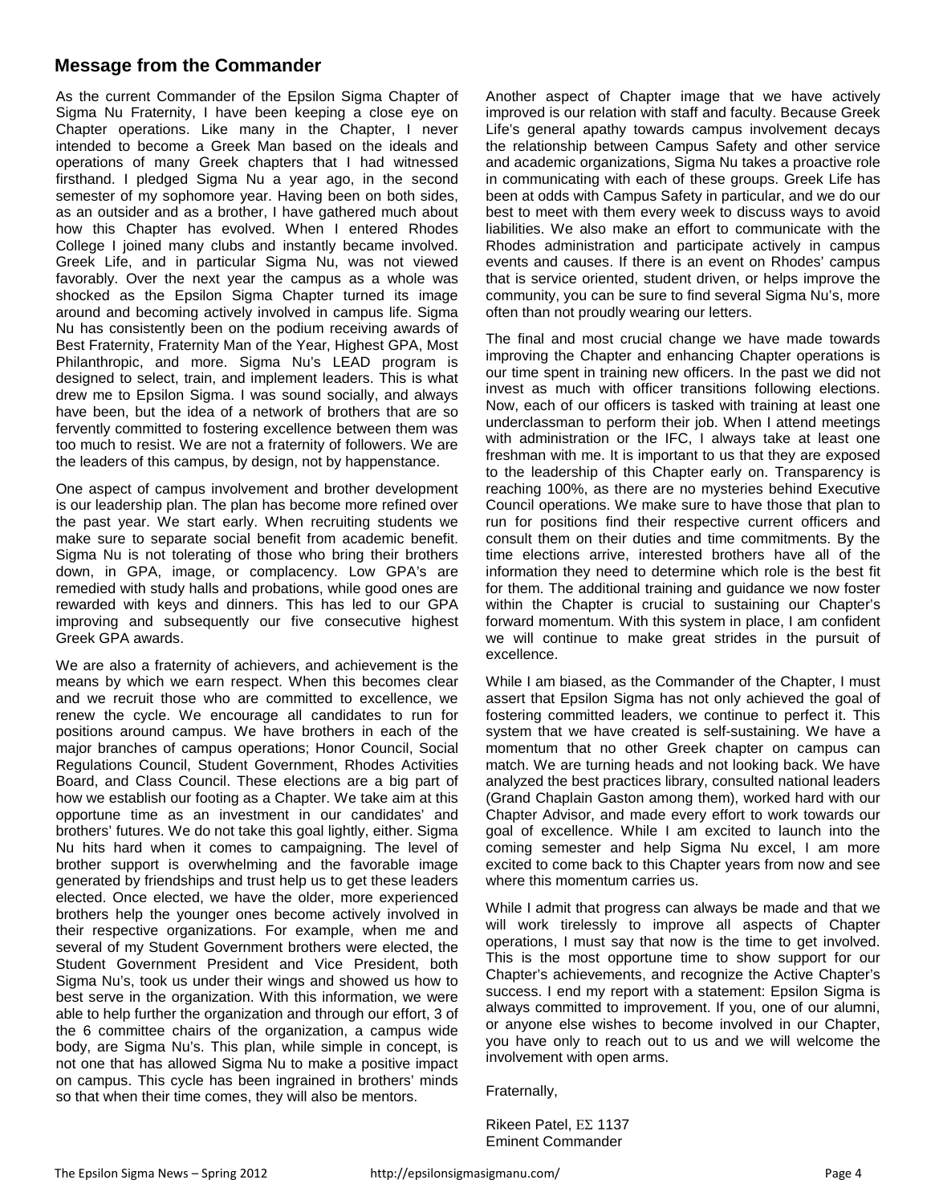## Message from the Commander

As the current Commander of the Epsilon Sigma Chapter of Sigma Nu Fraternity, I have been keeping a close eye on Chapter operations. Like many in the Chapter, I never intended to become a Greek Man based on the ideals and operations of many Greek chapters that I had witnessed firsthand. I pledged Sigma Nu a year ago, in the second semester of my sophomore year. Having been on both sides, as an outsider and as a brother, I have gathered much about how this Chapter has evolved. When I entered Rhodes College I joined many clubs and instantly became involved. Greek Life, and in particular Sigma Nu, was not viewed favorably. Over the next year the campus as a whole was shocked as the Epsilon Sigma Chapter turned its image around and becoming actively involved in campus life. Sigma Nu has consistently been on the podium receiving awards of Best Fraternity, Fraternity Man of the Year, Highest GPA, Most Philanthropic, and more. Sigma Nu's LEAD program is designed to select, train, and implement leaders. This is what drew me to Epsilon Sigma. I was sound socially, and always have been, but the idea of a network of brothers that are so fervently committed to fostering excellence between them was too much to resist. We are not a fraternity of followers. We are the leaders of this campus, by design, not by happenstance.

One aspect of campus involvement and brother development is our leadership plan. The plan has become more refined over the past year. We start early. When recruiting students we make sure to separate social benefit from academic benefit. Sigma Nu is not tolerating of those who bring their brothers down, in GPA, image, or complacency. Low GPA's are remedied with study halls and probations, while good ones are rewarded with keys and dinners. This has led to our GPA improving and subsequently our five consecutive highest Greek GPA awards.

We are also a fraternity of achievers, and achievement is the means by which we earn respect. When this becomes clear and we recruit those who are committed to excellence, we renew the cycle. We encourage all candidates to run for positions around campus. We have brothers in each of the major branches of campus operations; Honor Council, Social Regulations Council, Student Government, Rhodes Activities Board, and Class Council. These elections are a big part of how we establish our footing as a Chapter. We take aim at this opportune time as an investment in our candidates' and brothers' futures. We do not take this goal lightly, either. Sigma Nu hits hard when it comes to campaigning. The level of brother support is overwhelming and the favorable image generated by friendships and trust help us to get these leaders elected. Once elected, we have the older, more experienced brothers help the younger ones become actively involved in their respective organizations. For example, when me and several of my Student Government brothers were elected, the Student Government President and Vice President, both Sigma Nu's, took us under their wings and showed us how to best serve in the organization. With this information, we were able to help further the organization and through our effort, 3 of the 6 committee chairs of the organization, a campus wide body, are Sigma Nu's. This plan, while simple in concept, is not one that has allowed Sigma Nu to make a positive impact on campus. This cycle has been ingrained in brothers' minds so that when their time comes, they will also be mentors.

Another aspect of Chapter image that we have actively improved is our relation with staff and faculty. Because Greek Life's general apathy towards campus involvement decays the relationship between Campus Safety and other service and academic organizations, Sigma Nu takes a proactive role in communicating with each of these groups. Greek Life has been at odds with Campus Safety in particular, and we do our best to meet with them every week to discuss ways to avoid liabilities. We also make an effort to communicate with the Rhodes administration and participate actively in campus events and causes. If there is an event on Rhodes' campus that is service oriented, student driven, or helps improve the community, you can be sure to find several Sigma Nu's, more often than not proudly wearing our letters.

The final and most crucial change we have made towards improving the Chapter and enhancing Chapter operations is our time spent in training new officers. In the past we did not invest as much with officer transitions following elections. Now, each of our officers is tasked with training at least one underclassman to perform their job. When I attend meetings with administration or the IFC, I always take at least one freshman with me. It is important to us that they are exposed to the leadership of this Chapter early on. Transparency is reaching 100%, as there are no mysteries behind Executive Council operations. We make sure to have those that plan to run for positions find their respective current officers and consult them on their duties and time commitments. By the time elections arrive, interested brothers have all of the information they need to determine which role is the best fit for them. The additional training and guidance we now foster within the Chapter is crucial to sustaining our Chapter's forward momentum. With this system in place, I am confident we will continue to make great strides in the pursuit of excellence.

While I am biased, as the Commander of the Chapter, I must assert that Epsilon Sigma has not only achieved the goal of fostering committed leaders, we continue to perfect it. This system that we have created is self-sustaining. We have a momentum that no other Greek chapter on campus can match. We are turning heads and not looking back. We have analyzed the best practices library, consulted national leaders (Grand Chaplain Gaston among them), worked hard with our Chapter Advisor, and made every effort to work towards our goal of excellence. While I am excited to launch into the coming semester and help Sigma Nu excel, I am more excited to come back to this Chapter years from now and see where this momentum carries us.

While I admit that progress can always be made and that we will work tirelessly to improve all aspects of Chapter operations, I must say that now is the time to get involved. This is the most opportune time to show support for our Chapter's achievements, and recognize the Active Chapter's success. I end my report with a statement: Epsilon Sigma is always committed to improvement. If you, one of our alumni, or anyone else wishes to become involved in our Chapter, you have only to reach out to us and we will welcome the involvement with open arms.

Fraternally,

Rikeen Patel, ΕΣ 1137
Eminent Commander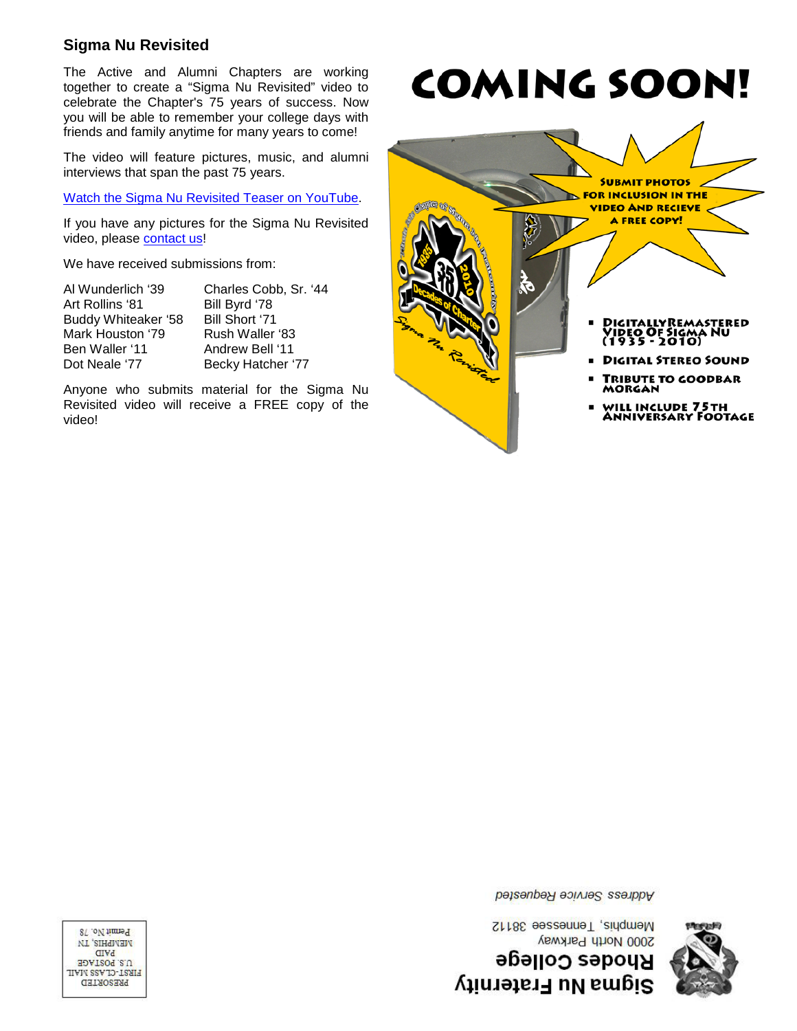### Sigma Nu Revisited

The Active and Alumni Chapters are working together to create a "Sigma Nu Revisited" video to celebrate the Chapter's 75 years of success. Now you will be able to remember your college days with friends and family anytime for many years to come!

The video will feature pictures, music, and alumni interviews that span the past 75 years.

Watch the Sigma Nu Revisited Teaser on YouTube.

If you have any pictures for the Sigma Nu Revisited video, please contact us!

We have received submissions from:

| | |
|---|---|
| Al Wunderlich '39 | Charles Cobb, Sr. '44 |
| Art Rollins '81 | Bill Byrd '78 |
| Buddy Whiteaker '58 | Bill Short '71 |
| Mark Houston '79 | Rush Waller '83 |
| Ben Waller '11 | Andrew Bell '11 |
| Dot Neale '77 | Becky Hatcher '77 |

Anyone who submits material for the Sigma Nu Revisited video will receive a FREE copy of the video!

# COMING SOON!

SUBMIT PHOTOS FOR INCLUSION IN THE VIDEO AND RECIEVE A FREE COPY!

- DIGITALLY REMASTERED VIDEO OF SIGMA NU (1935 - 2010)
- DIGITAL STEREO SOUND
- TRIBUTE TO GOODBAR MORGAN
- WILL INCLUDE 75TH ANNIVERSARY FOOTAGE

Sigma Nu Fraternity
Rhodes College
2000 North Parkway
Memphis, Tennessee 38112

*Address Service Requested*

PRESORTED
FIRST-CLASS MAIL
U.S. POSTAGE
PAID
MEMPHIS, TN
Permit No. 78